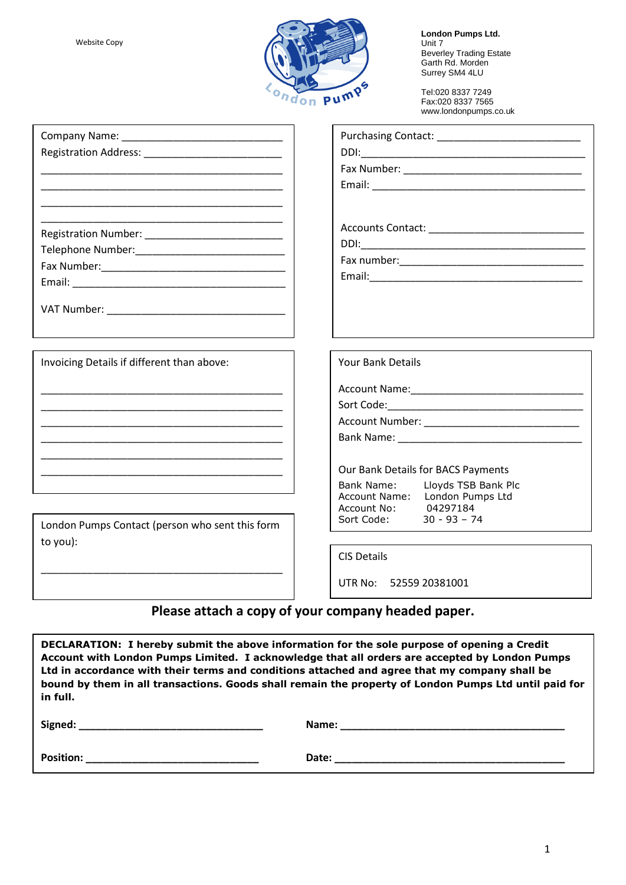Website Copy

**London Pumps Ltd.**
Unit 7
Beverley Trading Estate
Garth Rd. Morden
Surrey SM4 4LU

Tel:020 8337 7249
Fax:020 8337 7565
www.londonpumps.co.uk

Company Name: ___________________________

Registration Address: _______________________

_________________________________________

_________________________________________

_________________________________________

_________________________________________

Registration Number: ______________________

Telephone Number:_________________________

Fax Number:______________________________

Email: ___________________________________

VAT Number: _____________________________

Purchasing Contact: ________________________

DDI:______________________________________

Fax Number: ______________________________

Email: ____________________________________

Accounts Contact: __________________________

DDI:______________________________________

Fax number:________________________________

Email:_____________________________________

Invoicing Details if different than above:

_________________________________________

_________________________________________

_________________________________________

_________________________________________

_________________________________________

_________________________________________

Your Bank Details

Account Name:______________________________

Sort Code:__________________________________

Account Number: ___________________________

Bank Name: ________________________________

Our Bank Details for BACS Payments

Bank Name: Lloyds TSB Bank Plc
Account Name: London Pumps Ltd
Account No: 04297184
Sort Code: 30 - 93 – 74

London Pumps Contact (person who sent this form to you):

_________________________________________

CIS Details

UTR No: 52559 20381001

**Please attach a copy of your company headed paper.**

**DECLARATION: I hereby submit the above information for the sole purpose of opening a Credit Account with London Pumps Limited. I acknowledge that all orders are accepted by London Pumps Ltd in accordance with their terms and conditions attached and agree that my company shall be bound by them in all transactions. Goods shall remain the property of London Pumps Ltd until paid for in full.**

**Signed:** ______________________________ **Name:** ____________________________________

**Position:** ____________________________ **Date:** _____________________________________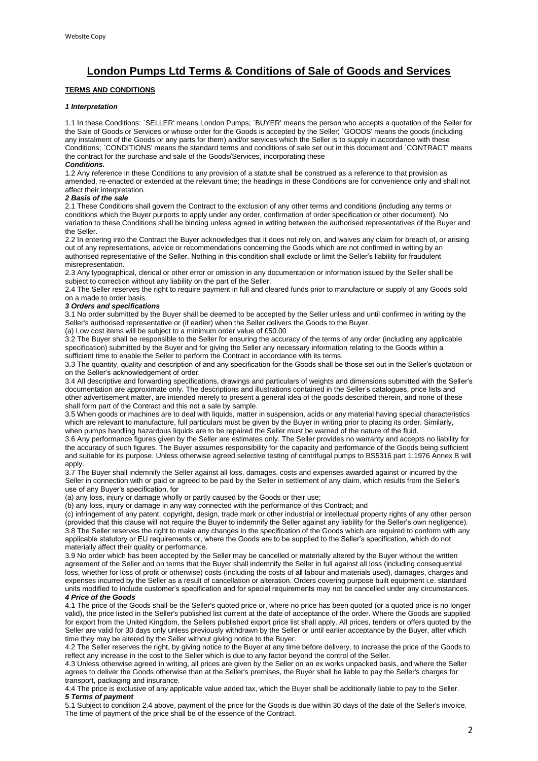# London Pumps Ltd Terms & Conditions of Sale of Goods and Services

## TERMS AND CONDITIONS

### *1 Interpretation*

1.1 In these Conditions: `SELLER' means London Pumps; `BUYER' means the person who accepts a quotation of the Seller for the Sale of Goods or Services or whose order for the Goods is accepted by the Seller; `GOODS' means the goods (including any instalment of the Goods or any parts for them) and/or services which the Seller is to supply in accordance with these Conditions; `CONDITIONS' means the standard terms and conditions of sale set out in this document and `CONTRACT' means the contract for the purchase and sale of the Goods/Services, incorporating these ***Conditions.***

1.2 Any reference in these Conditions to any provision of a statute shall be construed as a reference to that provision as amended, re-enacted or extended at the relevant time; the headings in these Conditions are for convenience only and shall not affect their interpretation.

### *2 Basis of the sale*

2.1 These Conditions shall govern the Contract to the exclusion of any other terms and conditions (including any terms or conditions which the Buyer purports to apply under any order, confirmation of order specification or other document). No variation to these Conditions shall be binding unless agreed in writing between the authorised representatives of the Buyer and the Seller.

2.2 In entering into the Contract the Buyer acknowledges that it does not rely on, and waives any claim for breach of, or arising out of any representations, advice or recommendations concerning the Goods which are not confirmed in writing by an authorised representative of the Seller. Nothing in this condition shall exclude or limit the Seller's liability for fraudulent misrepresentation.

2.3 Any typographical, clerical or other error or omission in any documentation or information issued by the Seller shall be subject to correction without any liability on the part of the Seller.

2.4 The Seller reserves the right to require payment in full and cleared funds prior to manufacture or supply of any Goods sold on a made to order basis.

### *3 Orders and specifications*

3.1 No order submitted by the Buyer shall be deemed to be accepted by the Seller unless and until confirmed in writing by the Seller's authorised representative or (if earlier) when the Seller delivers the Goods to the Buyer.

(a) Low cost items will be subject to a minimum order value of £50.00

3.2 The Buyer shall be responsible to the Seller for ensuring the accuracy of the terms of any order (including any applicable specification) submitted by the Buyer and for giving the Seller any necessary information relating to the Goods within a sufficient time to enable the Seller to perform the Contract in accordance with its terms.

3.3 The quantity, quality and description of and any specification for the Goods shall be those set out in the Seller's quotation or on the Seller's acknowledgement of order.

3.4 All descriptive and forwarding specifications, drawings and particulars of weights and dimensions submitted with the Seller's documentation are approximate only. The descriptions and illustrations contained in the Seller's catalogues, price lists and other advertisement matter, are intended merely to present a general idea of the goods described therein, and none of these shall form part of the Contract and this not a sale by sample.

3.5 When goods or machines are to deal with liquids, matter in suspension, acids or any material having special characteristics which are relevant to manufacture, full particulars must be given by the Buyer in writing prior to placing its order. Similarly, when pumps handling hazardous liquids are to be repaired the Seller must be warned of the nature of the fluid.

3.6 Any performance figures given by the Seller are estimates only. The Seller provides no warranty and accepts no liability for the accuracy of such figures. The Buyer assumes responsibility for the capacity and performance of the Goods being sufficient and suitable for its purpose. Unless otherwise agreed selective testing of centrifugal pumps to BS5316 part 1:1976 Annex B will apply.

3.7 The Buyer shall indemnify the Seller against all loss, damages, costs and expenses awarded against or incurred by the Seller in connection with or paid or agreed to be paid by the Seller in settlement of any claim, which results from the Seller's use of any Buyer's specification, for

(a) any loss, injury or damage wholly or partly caused by the Goods or their use;

(b) any loss, injury or damage in any way connected with the performance of this Contract; and

(c) infringement of any patent, copyright, design, trade mark or other industrial or intellectual property rights of any other person (provided that this clause will not require the Buyer to indemnify the Seller against any liability for the Seller's own negligence).

3.8 The Seller reserves the right to make any changes in the specification of the Goods which are required to conform with any applicable statutory or EU requirements or, where the Goods are to be supplied to the Seller's specification, which do not materially affect their quality or performance.

3.9 No order which has been accepted by the Seller may be cancelled or materially altered by the Buyer without the written agreement of the Seller and on terms that the Buyer shall indemnify the Seller in full against all loss (including consequential loss, whether for loss of profit or otherwise) costs (including the costs of all labour and materials used), damages, charges and expenses incurred by the Seller as a result of cancellation or alteration. Orders covering purpose built equipment i.e. standard units modified to include customer's specification and for special requirements may not be cancelled under any circumstances.

### *4 Price of the Goods*

4.1 The price of the Goods shall be the Seller's quoted price or, where no price has been quoted (or a quoted price is no longer valid), the price listed in the Seller's published list current at the date of acceptance of the order. Where the Goods are supplied for export from the United Kingdom, the Sellers published export price list shall apply. All prices, tenders or offers quoted by the Seller are valid for 30 days only unless previously withdrawn by the Seller or until earlier acceptance by the Buyer, after which time they may be altered by the Seller without giving notice to the Buyer.

4.2 The Seller reserves the right, by giving notice to the Buyer at any time before delivery, to increase the price of the Goods to reflect any increase in the cost to the Seller which is due to any factor beyond the control of the Seller.

4.3 Unless otherwise agreed in writing, all prices are given by the Seller on an ex works unpacked basis, and where the Seller agrees to deliver the Goods otherwise than at the Seller's premises, the Buyer shall be liable to pay the Seller's charges for transport, packaging and insurance.

4.4 The price is exclusive of any applicable value added tax, which the Buyer shall be additionally liable to pay to the Seller.

### *5 Terms of payment*

5.1 Subject to condition 2.4 above, payment of the price for the Goods is due within 30 days of the date of the Seller's invoice. The time of payment of the price shall be of the essence of the Contract.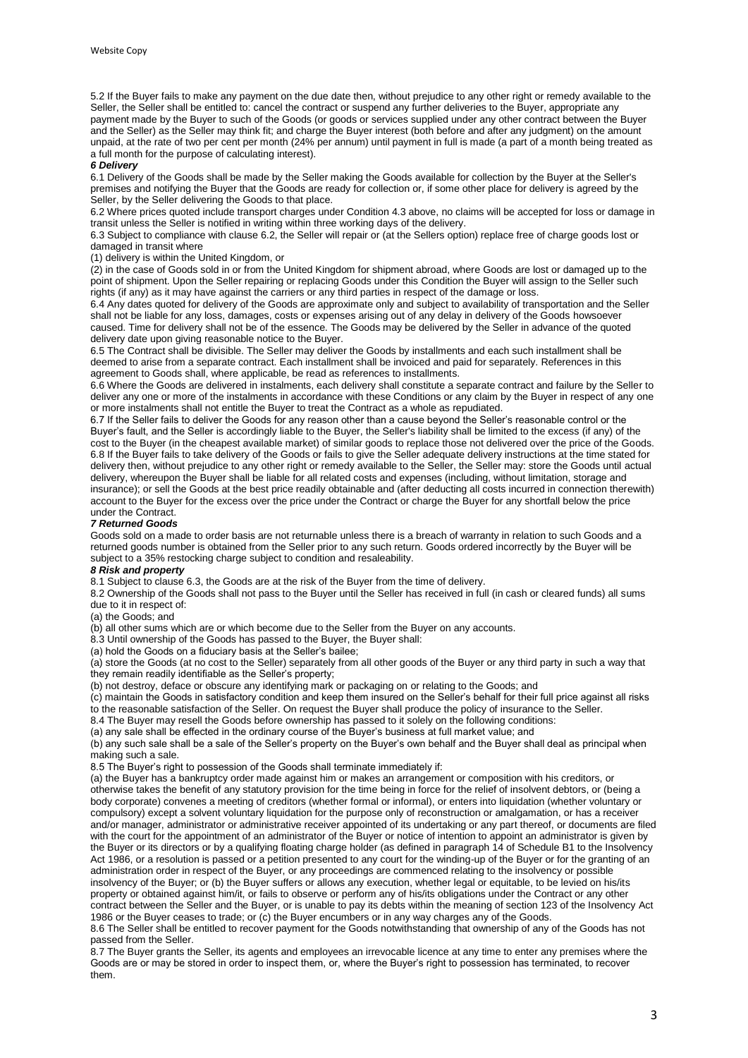5.2 If the Buyer fails to make any payment on the due date then, without prejudice to any other right or remedy available to the Seller, the Seller shall be entitled to: cancel the contract or suspend any further deliveries to the Buyer, appropriate any payment made by the Buyer to such of the Goods (or goods or services supplied under any other contract between the Buyer and the Seller) as the Seller may think fit; and charge the Buyer interest (both before and after any judgment) on the amount unpaid, at the rate of two per cent per month (24% per annum) until payment in full is made (a part of a month being treated as a full month for the purpose of calculating interest).

***6 Delivery***

6.1 Delivery of the Goods shall be made by the Seller making the Goods available for collection by the Buyer at the Seller's premises and notifying the Buyer that the Goods are ready for collection or, if some other place for delivery is agreed by the Seller, by the Seller delivering the Goods to that place.

6.2 Where prices quoted include transport charges under Condition 4.3 above, no claims will be accepted for loss or damage in transit unless the Seller is notified in writing within three working days of the delivery.

6.3 Subject to compliance with clause 6.2, the Seller will repair or (at the Sellers option) replace free of charge goods lost or damaged in transit where

(1) delivery is within the United Kingdom, or

(2) in the case of Goods sold in or from the United Kingdom for shipment abroad, where Goods are lost or damaged up to the point of shipment. Upon the Seller repairing or replacing Goods under this Condition the Buyer will assign to the Seller such rights (if any) as it may have against the carriers or any third parties in respect of the damage or loss.

6.4 Any dates quoted for delivery of the Goods are approximate only and subject to availability of transportation and the Seller shall not be liable for any loss, damages, costs or expenses arising out of any delay in delivery of the Goods howsoever caused. Time for delivery shall not be of the essence. The Goods may be delivered by the Seller in advance of the quoted delivery date upon giving reasonable notice to the Buyer.

6.5 The Contract shall be divisible. The Seller may deliver the Goods by installments and each such installment shall be deemed to arise from a separate contract. Each installment shall be invoiced and paid for separately. References in this agreement to Goods shall, where applicable, be read as references to installments.

6.6 Where the Goods are delivered in instalments, each delivery shall constitute a separate contract and failure by the Seller to deliver any one or more of the instalments in accordance with these Conditions or any claim by the Buyer in respect of any one or more instalments shall not entitle the Buyer to treat the Contract as a whole as repudiated.

6.7 If the Seller fails to deliver the Goods for any reason other than a cause beyond the Seller's reasonable control or the Buyer's fault, and the Seller is accordingly liable to the Buyer, the Seller's liability shall be limited to the excess (if any) of the cost to the Buyer (in the cheapest available market) of similar goods to replace those not delivered over the price of the Goods.

6.8 If the Buyer fails to take delivery of the Goods or fails to give the Seller adequate delivery instructions at the time stated for delivery then, without prejudice to any other right or remedy available to the Seller, the Seller may: store the Goods until actual delivery, whereupon the Buyer shall be liable for all related costs and expenses (including, without limitation, storage and insurance); or sell the Goods at the best price readily obtainable and (after deducting all costs incurred in connection therewith) account to the Buyer for the excess over the price under the Contract or charge the Buyer for any shortfall below the price under the Contract.

***7 Returned Goods***

Goods sold on a made to order basis are not returnable unless there is a breach of warranty in relation to such Goods and a returned goods number is obtained from the Seller prior to any such return. Goods ordered incorrectly by the Buyer will be subject to a 35% restocking charge subject to condition and resaleability.

***8 Risk and property***

8.1 Subject to clause 6.3, the Goods are at the risk of the Buyer from the time of delivery.

8.2 Ownership of the Goods shall not pass to the Buyer until the Seller has received in full (in cash or cleared funds) all sums due to it in respect of:

(a) the Goods; and

(b) all other sums which are or which become due to the Seller from the Buyer on any accounts.

8.3 Until ownership of the Goods has passed to the Buyer, the Buyer shall:

(a) hold the Goods on a fiduciary basis at the Seller's bailee;

(a) store the Goods (at no cost to the Seller) separately from all other goods of the Buyer or any third party in such a way that they remain readily identifiable as the Seller's property;

(b) not destroy, deface or obscure any identifying mark or packaging on or relating to the Goods; and

(c) maintain the Goods in satisfactory condition and keep them insured on the Seller's behalf for their full price against all risks to the reasonable satisfaction of the Seller. On request the Buyer shall produce the policy of insurance to the Seller.

8.4 The Buyer may resell the Goods before ownership has passed to it solely on the following conditions:

(a) any sale shall be effected in the ordinary course of the Buyer's business at full market value; and

(b) any such sale shall be a sale of the Seller's property on the Buyer's own behalf and the Buyer shall deal as principal when making such a sale.

8.5 The Buyer's right to possession of the Goods shall terminate immediately if:

(a) the Buyer has a bankruptcy order made against him or makes an arrangement or composition with his creditors, or otherwise takes the benefit of any statutory provision for the time being in force for the relief of insolvent debtors, or (being a body corporate) convenes a meeting of creditors (whether formal or informal), or enters into liquidation (whether voluntary or compulsory) except a solvent voluntary liquidation for the purpose only of reconstruction or amalgamation, or has a receiver and/or manager, administrator or administrative receiver appointed of its undertaking or any part thereof, or documents are filed with the court for the appointment of an administrator of the Buyer or notice of intention to appoint an administrator is given by the Buyer or its directors or by a qualifying floating charge holder (as defined in paragraph 14 of Schedule B1 to the Insolvency Act 1986, or a resolution is passed or a petition presented to any court for the winding-up of the Buyer or for the granting of an administration order in respect of the Buyer, or any proceedings are commenced relating to the insolvency or possible insolvency of the Buyer; or (b) the Buyer suffers or allows any execution, whether legal or equitable, to be levied on his/its property or obtained against him/it, or fails to observe or perform any of his/its obligations under the Contract or any other contract between the Seller and the Buyer, or is unable to pay its debts within the meaning of section 123 of the Insolvency Act 1986 or the Buyer ceases to trade; or (c) the Buyer encumbers or in any way charges any of the Goods.

8.6 The Seller shall be entitled to recover payment for the Goods notwithstanding that ownership of any of the Goods has not passed from the Seller.

8.7 The Buyer grants the Seller, its agents and employees an irrevocable licence at any time to enter any premises where the Goods are or may be stored in order to inspect them, or, where the Buyer's right to possession has terminated, to recover them.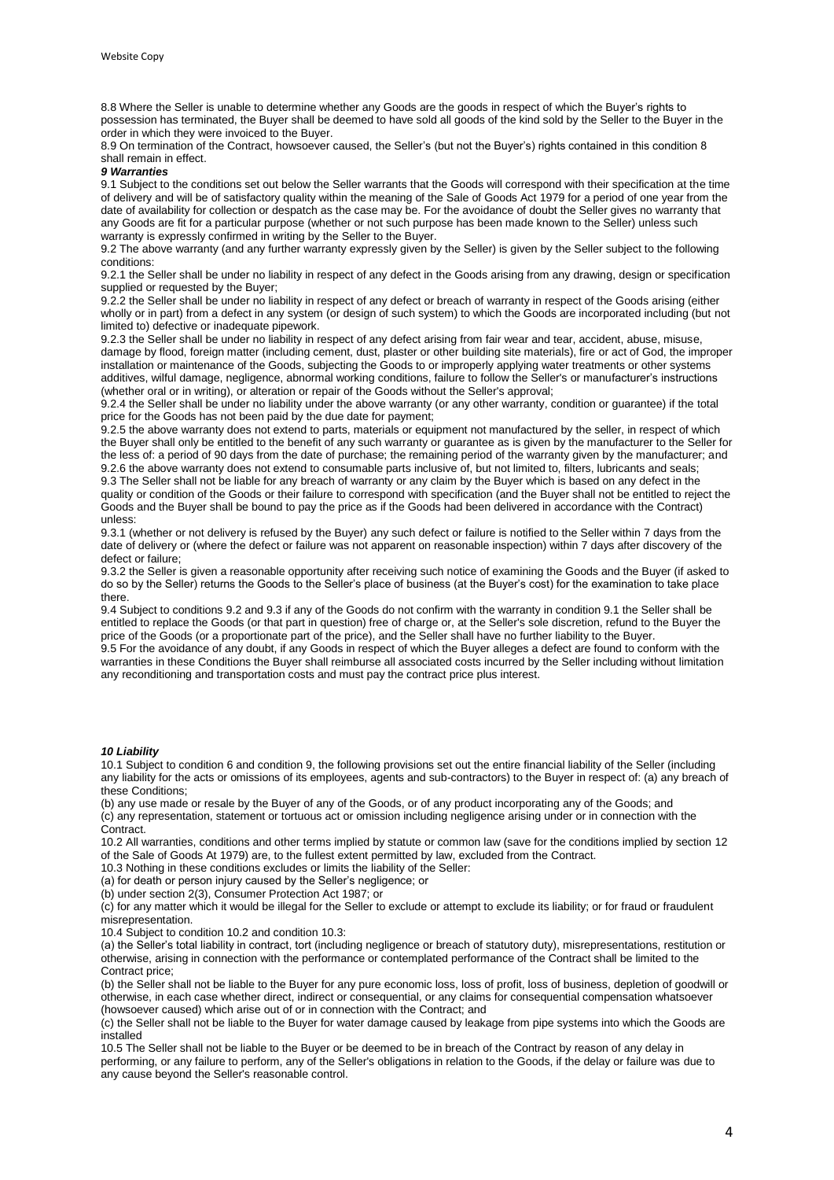8.8 Where the Seller is unable to determine whether any Goods are the goods in respect of which the Buyer's rights to possession has terminated, the Buyer shall be deemed to have sold all goods of the kind sold by the Seller to the Buyer in the order in which they were invoiced to the Buyer.

8.9 On termination of the Contract, howsoever caused, the Seller's (but not the Buyer's) rights contained in this condition 8 shall remain in effect.

***9 Warranties***

9.1 Subject to the conditions set out below the Seller warrants that the Goods will correspond with their specification at the time of delivery and will be of satisfactory quality within the meaning of the Sale of Goods Act 1979 for a period of one year from the date of availability for collection or despatch as the case may be. For the avoidance of doubt the Seller gives no warranty that any Goods are fit for a particular purpose (whether or not such purpose has been made known to the Seller) unless such warranty is expressly confirmed in writing by the Seller to the Buyer.

9.2 The above warranty (and any further warranty expressly given by the Seller) is given by the Seller subject to the following conditions:

9.2.1 the Seller shall be under no liability in respect of any defect in the Goods arising from any drawing, design or specification supplied or requested by the Buyer;

9.2.2 the Seller shall be under no liability in respect of any defect or breach of warranty in respect of the Goods arising (either wholly or in part) from a defect in any system (or design of such system) to which the Goods are incorporated including (but not limited to) defective or inadequate pipework.

9.2.3 the Seller shall be under no liability in respect of any defect arising from fair wear and tear, accident, abuse, misuse, damage by flood, foreign matter (including cement, dust, plaster or other building site materials), fire or act of God, the improper installation or maintenance of the Goods, subjecting the Goods to or improperly applying water treatments or other systems additives, wilful damage, negligence, abnormal working conditions, failure to follow the Seller's or manufacturer's instructions (whether oral or in writing), or alteration or repair of the Goods without the Seller's approval;

9.2.4 the Seller shall be under no liability under the above warranty (or any other warranty, condition or guarantee) if the total price for the Goods has not been paid by the due date for payment;

9.2.5 the above warranty does not extend to parts, materials or equipment not manufactured by the seller, in respect of which the Buyer shall only be entitled to the benefit of any such warranty or guarantee as is given by the manufacturer to the Seller for the less of: a period of 90 days from the date of purchase; the remaining period of the warranty given by the manufacturer; and

9.2.6 the above warranty does not extend to consumable parts inclusive of, but not limited to, filters, lubricants and seals;

9.3 The Seller shall not be liable for any breach of warranty or any claim by the Buyer which is based on any defect in the quality or condition of the Goods or their failure to correspond with specification (and the Buyer shall not be entitled to reject the Goods and the Buyer shall be bound to pay the price as if the Goods had been delivered in accordance with the Contract) unless:

9.3.1 (whether or not delivery is refused by the Buyer) any such defect or failure is notified to the Seller within 7 days from the date of delivery or (where the defect or failure was not apparent on reasonable inspection) within 7 days after discovery of the defect or failure;

9.3.2 the Seller is given a reasonable opportunity after receiving such notice of examining the Goods and the Buyer (if asked to do so by the Seller) returns the Goods to the Seller's place of business (at the Buyer's cost) for the examination to take place there.

9.4 Subject to conditions 9.2 and 9.3 if any of the Goods do not confirm with the warranty in condition 9.1 the Seller shall be entitled to replace the Goods (or that part in question) free of charge or, at the Seller's sole discretion, refund to the Buyer the price of the Goods (or a proportionate part of the price), and the Seller shall have no further liability to the Buyer.

9.5 For the avoidance of any doubt, if any Goods in respect of which the Buyer alleges a defect are found to conform with the warranties in these Conditions the Buyer shall reimburse all associated costs incurred by the Seller including without limitation any reconditioning and transportation costs and must pay the contract price plus interest.

***10 Liability***

10.1 Subject to condition 6 and condition 9, the following provisions set out the entire financial liability of the Seller (including any liability for the acts or omissions of its employees, agents and sub-contractors) to the Buyer in respect of: (a) any breach of these Conditions;

(b) any use made or resale by the Buyer of any of the Goods, or of any product incorporating any of the Goods; and

(c) any representation, statement or tortuous act or omission including negligence arising under or in connection with the Contract.

10.2 All warranties, conditions and other terms implied by statute or common law (save for the conditions implied by section 12 of the Sale of Goods At 1979) are, to the fullest extent permitted by law, excluded from the Contract.

10.3 Nothing in these conditions excludes or limits the liability of the Seller:

(a) for death or person injury caused by the Seller's negligence; or

(b) under section 2(3), Consumer Protection Act 1987; or

(c) for any matter which it would be illegal for the Seller to exclude or attempt to exclude its liability; or for fraud or fraudulent misrepresentation.

10.4 Subject to condition 10.2 and condition 10.3:

(a) the Seller's total liability in contract, tort (including negligence or breach of statutory duty), misrepresentations, restitution or otherwise, arising in connection with the performance or contemplated performance of the Contract shall be limited to the Contract price;

(b) the Seller shall not be liable to the Buyer for any pure economic loss, loss of profit, loss of business, depletion of goodwill or otherwise, in each case whether direct, indirect or consequential, or any claims for consequential compensation whatsoever (howsoever caused) which arise out of or in connection with the Contract; and

(c) the Seller shall not be liable to the Buyer for water damage caused by leakage from pipe systems into which the Goods are installed

10.5 The Seller shall not be liable to the Buyer or be deemed to be in breach of the Contract by reason of any delay in performing, or any failure to perform, any of the Seller's obligations in relation to the Goods, if the delay or failure was due to any cause beyond the Seller's reasonable control.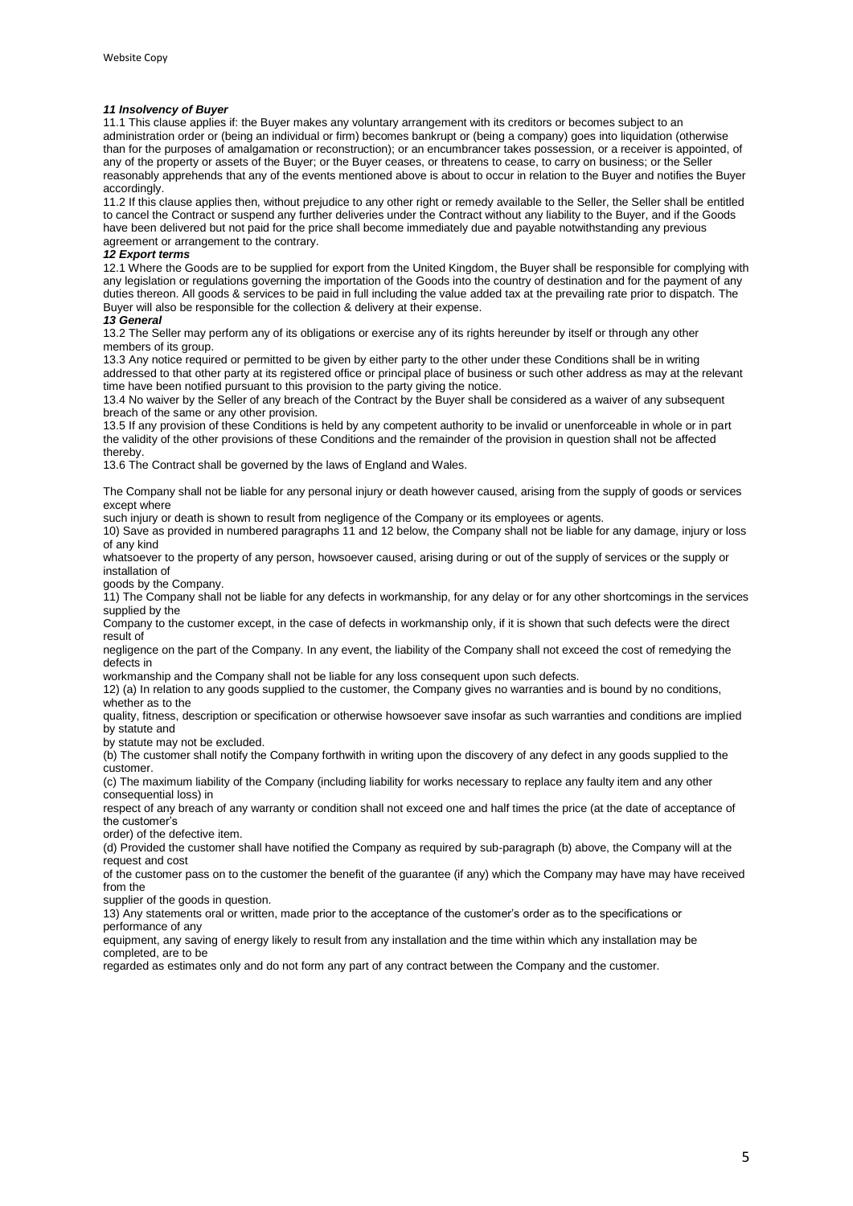### *11 Insolvency of Buyer*

11.1 This clause applies if: the Buyer makes any voluntary arrangement with its creditors or becomes subject to an administration order or (being an individual or firm) becomes bankrupt or (being a company) goes into liquidation (otherwise than for the purposes of amalgamation or reconstruction); or an encumbrancer takes possession, or a receiver is appointed, of any of the property or assets of the Buyer; or the Buyer ceases, or threatens to cease, to carry on business; or the Seller reasonably apprehends that any of the events mentioned above is about to occur in relation to the Buyer and notifies the Buyer accordingly.

11.2 If this clause applies then, without prejudice to any other right or remedy available to the Seller, the Seller shall be entitled to cancel the Contract or suspend any further deliveries under the Contract without any liability to the Buyer, and if the Goods have been delivered but not paid for the price shall become immediately due and payable notwithstanding any previous agreement or arrangement to the contrary.

### *12 Export terms*

12.1 Where the Goods are to be supplied for export from the United Kingdom, the Buyer shall be responsible for complying with any legislation or regulations governing the importation of the Goods into the country of destination and for the payment of any duties thereon. All goods & services to be paid in full including the value added tax at the prevailing rate prior to dispatch. The Buyer will also be responsible for the collection & delivery at their expense.

### *13 General*

13.2 The Seller may perform any of its obligations or exercise any of its rights hereunder by itself or through any other members of its group.

13.3 Any notice required or permitted to be given by either party to the other under these Conditions shall be in writing addressed to that other party at its registered office or principal place of business or such other address as may at the relevant time have been notified pursuant to this provision to the party giving the notice.

13.4 No waiver by the Seller of any breach of the Contract by the Buyer shall be considered as a waiver of any subsequent breach of the same or any other provision.

13.5 If any provision of these Conditions is held by any competent authority to be invalid or unenforceable in whole or in part the validity of the other provisions of these Conditions and the remainder of the provision in question shall not be affected thereby.

13.6 The Contract shall be governed by the laws of England and Wales.

The Company shall not be liable for any personal injury or death however caused, arising from the supply of goods or services except where such injury or death is shown to result from negligence of the Company or its employees or agents.

10) Save as provided in numbered paragraphs 11 and 12 below, the Company shall not be liable for any damage, injury or loss of any kind whatsoever to the property of any person, howsoever caused, arising during or out of the supply of services or the supply or installation of goods by the Company.

11) The Company shall not be liable for any defects in workmanship, for any delay or for any other shortcomings in the services supplied by the Company to the customer except, in the case of defects in workmanship only, if it is shown that such defects were the direct result of negligence on the part of the Company. In any event, the liability of the Company shall not exceed the cost of remedying the defects in workmanship and the Company shall not be liable for any loss consequent upon such defects.

12) (a) In relation to any goods supplied to the customer, the Company gives no warranties and is bound by no conditions, whether as to the quality, fitness, description or specification or otherwise howsoever save insofar as such warranties and conditions are implied by statute and by statute may not be excluded.

(b) The customer shall notify the Company forthwith in writing upon the discovery of any defect in any goods supplied to the customer.

(c) The maximum liability of the Company (including liability for works necessary to replace any faulty item and any other consequential loss) in respect of any breach of any warranty or condition shall not exceed one and half times the price (at the date of acceptance of the customer's order) of the defective item.

(d) Provided the customer shall have notified the Company as required by sub-paragraph (b) above, the Company will at the request and cost of the customer pass on to the customer the benefit of the guarantee (if any) which the Company may have may have received from the supplier of the goods in question.

13) Any statements oral or written, made prior to the acceptance of the customer's order as to the specifications or performance of any equipment, any saving of energy likely to result from any installation and the time within which any installation may be completed, are to be regarded as estimates only and do not form any part of any contract between the Company and the customer.